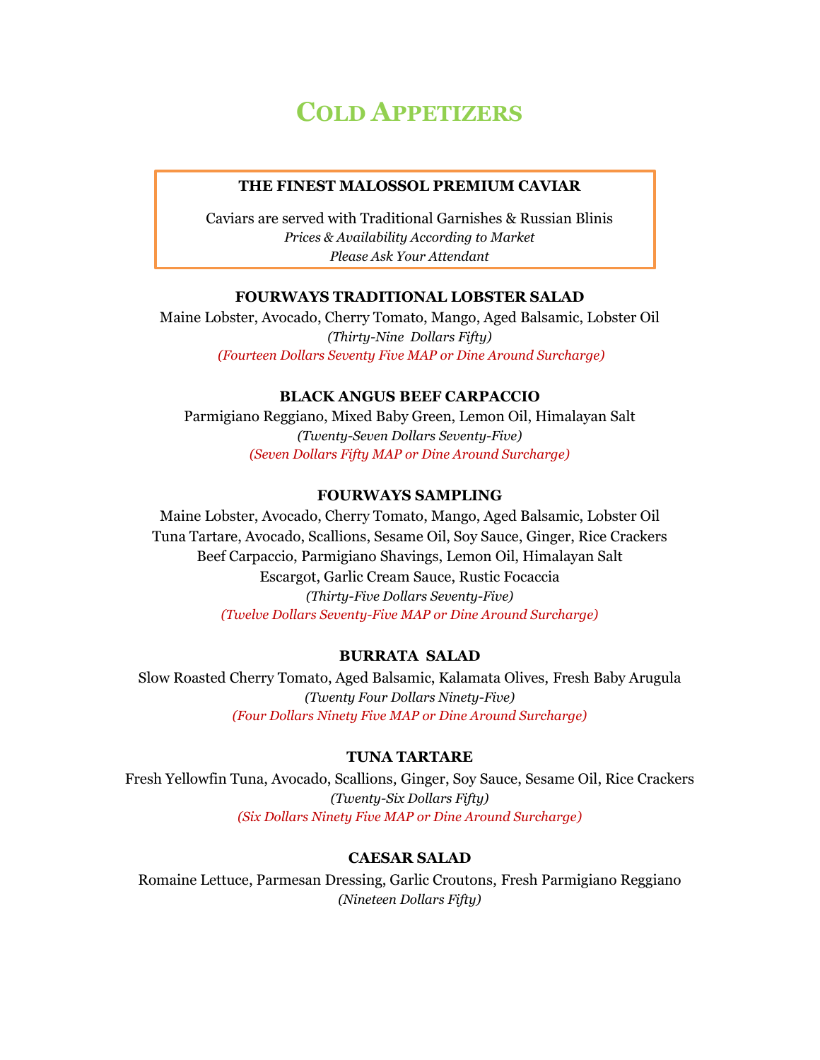# Cold Appetizers

**THE FINEST MALOSSOL PREMIUM CAVIAR**

Caviars are served with Traditional Garnishes & Russian Blinis
*Prices & Availability According to Market*
*Please Ask Your Attendant*

**FOURWAYS TRADITIONAL LOBSTER SALAD**
Maine Lobster, Avocado, Cherry Tomato, Mango, Aged Balsamic, Lobster Oil
*(Thirty-Nine Dollars Fifty)*
*(Fourteen Dollars Seventy Five MAP or Dine Around Surcharge)*

**BLACK ANGUS BEEF CARPACCIO**
Parmigiano Reggiano, Mixed Baby Green, Lemon Oil, Himalayan Salt
*(Twenty-Seven Dollars Seventy-Five)*
*(Seven Dollars Fifty MAP or Dine Around Surcharge)*

**FOURWAYS SAMPLING**
Maine Lobster, Avocado, Cherry Tomato, Mango, Aged Balsamic, Lobster Oil
Tuna Tartare, Avocado, Scallions, Sesame Oil, Soy Sauce, Ginger, Rice Crackers
Beef Carpaccio, Parmigiano Shavings, Lemon Oil, Himalayan Salt
Escargot, Garlic Cream Sauce, Rustic Focaccia
*(Thirty-Five Dollars Seventy-Five)*
*(Twelve Dollars Seventy-Five MAP or Dine Around Surcharge)*

**BURRATA SALAD**
Slow Roasted Cherry Tomato, Aged Balsamic, Kalamata Olives, Fresh Baby Arugula
*(Twenty Four Dollars Ninety-Five)*
*(Four Dollars Ninety Five MAP or Dine Around Surcharge)*

**TUNA TARTARE**
Fresh Yellowfin Tuna, Avocado, Scallions, Ginger, Soy Sauce, Sesame Oil, Rice Crackers
*(Twenty-Six Dollars Fifty)*
*(Six Dollars Ninety Five MAP or Dine Around Surcharge)*

**CAESAR SALAD**
Romaine Lettuce, Parmesan Dressing, Garlic Croutons, Fresh Parmigiano Reggiano
*(Nineteen Dollars Fifty)*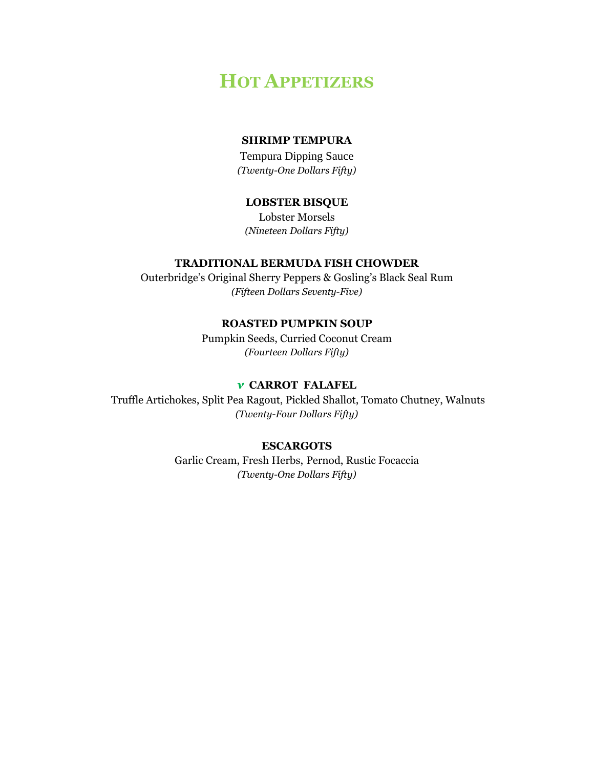# Hot Appetizers

**SHRIMP TEMPURA**

Tempura Dipping Sauce

*(Twenty-One Dollars Fifty)*

**LOBSTER BISQUE**

Lobster Morsels

*(Nineteen Dollars Fifty)*

**TRADITIONAL BERMUDA FISH CHOWDER**

Outerbridge's Original Sherry Peppers & Gosling's Black Seal Rum

*(Fifteen Dollars Seventy-Five)*

**ROASTED PUMPKIN SOUP**

Pumpkin Seeds, Curried Coconut Cream

*(Fourteen Dollars Fifty)*

*v* **CARROT FALAFEL**

Truffle Artichokes, Split Pea Ragout, Pickled Shallot, Tomato Chutney, Walnuts

*(Twenty-Four Dollars Fifty)*

**ESCARGOTS**

Garlic Cream, Fresh Herbs, Pernod, Rustic Focaccia

*(Twenty-One Dollars Fifty)*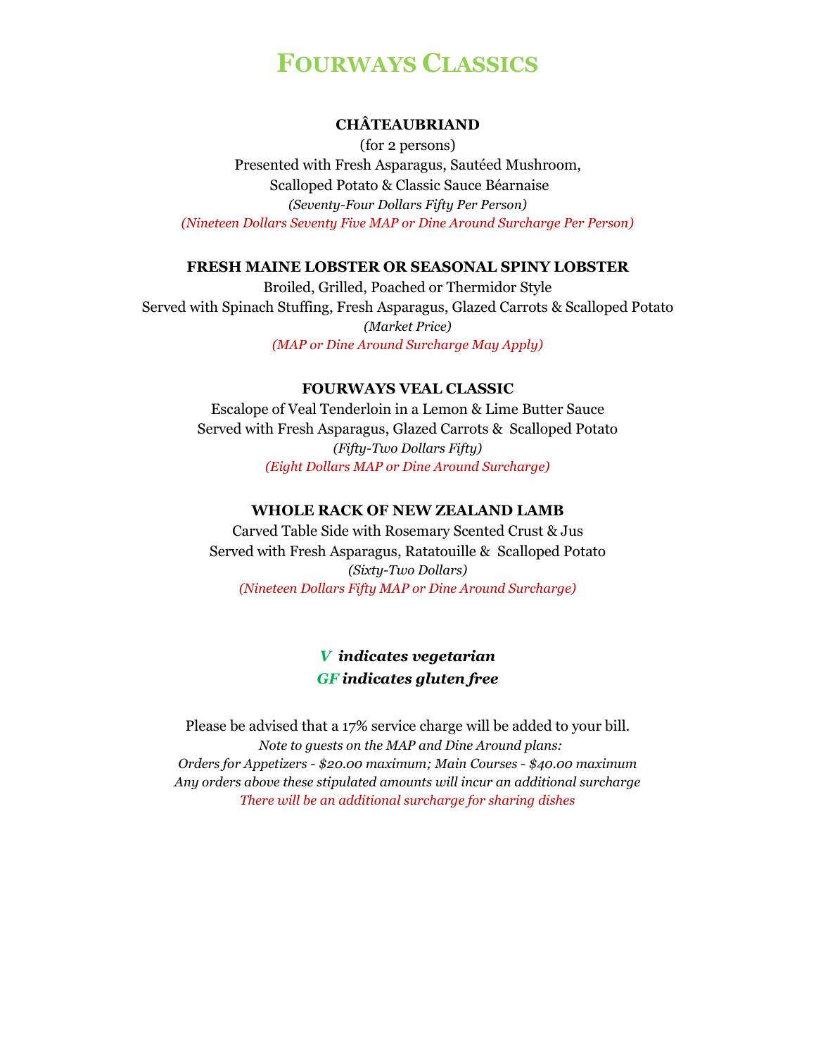# Fourways Classics

**CHÂTEAUBRIAND**

(for 2 persons)

Presented with Fresh Asparagus, Sautéed Mushroom,
Scalloped Potato & Classic Sauce Béarnaise

*(Seventy-Four Dollars Fifty Per Person)*

*(Nineteen Dollars Seventy Five MAP or Dine Around Surcharge Per Person)*

**FRESH MAINE LOBSTER OR SEASONAL SPINY LOBSTER**

Broiled, Grilled, Poached or Thermidor Style
Served with Spinach Stuffing, Fresh Asparagus, Glazed Carrots & Scalloped Potato

*(Market Price)*

*(MAP or Dine Around Surcharge May Apply)*

**FOURWAYS VEAL CLASSIC**

Escalope of Veal Tenderloin in a Lemon & Lime Butter Sauce
Served with Fresh Asparagus, Glazed Carrots & Scalloped Potato

*(Fifty-Two Dollars Fifty)*

*(Eight Dollars MAP or Dine Around Surcharge)*

**WHOLE RACK OF NEW ZEALAND LAMB**

Carved Table Side with Rosemary Scented Crust & Jus
Served with Fresh Asparagus, Ratatouille & Scalloped Potato

*(Sixty-Two Dollars)*

*(Nineteen Dollars Fifty MAP or Dine Around Surcharge)*

***V* indicates vegetarian**
***GF* indicates gluten free**

Please be advised that a 17% service charge will be added to your bill.

*Note to guests on the MAP and Dine Around plans:*
*Orders for Appetizers - $20.00 maximum; Main Courses - $40.00 maximum*
*Any orders above these stipulated amounts will incur an additional surcharge*
*There will be an additional surcharge for sharing dishes*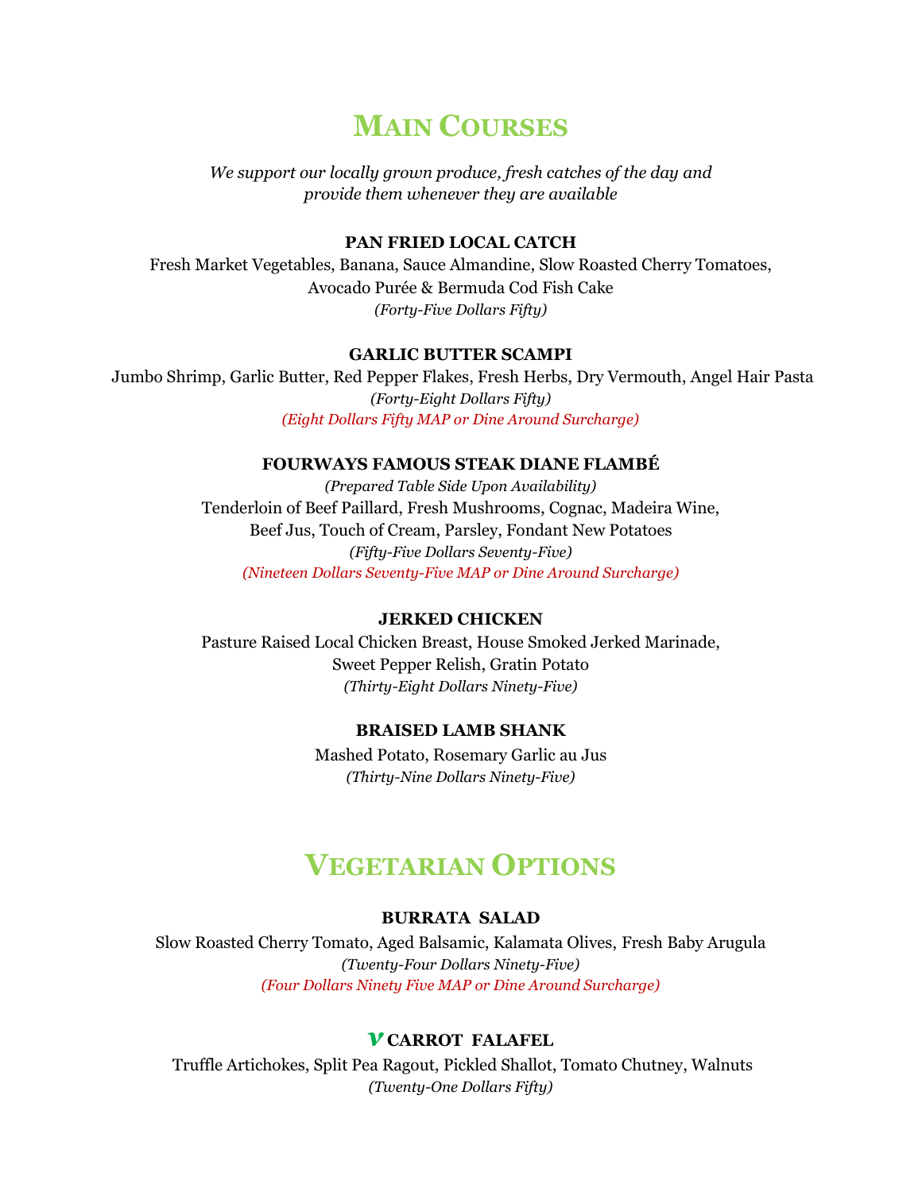# Main Courses

*We support our locally grown produce, fresh catches of the day and provide them whenever they are available*

**PAN FRIED LOCAL CATCH**

Fresh Market Vegetables, Banana, Sauce Almandine, Slow Roasted Cherry Tomatoes, Avocado Purée & Bermuda Cod Fish Cake

*(Forty-Five Dollars Fifty)*

**GARLIC BUTTER SCAMPI**

Jumbo Shrimp, Garlic Butter, Red Pepper Flakes, Fresh Herbs, Dry Vermouth, Angel Hair Pasta

*(Forty-Eight Dollars Fifty)*

*(Eight Dollars Fifty MAP or Dine Around Surcharge)*

**FOURWAYS FAMOUS STEAK DIANE FLAMBÉ**

*(Prepared Table Side Upon Availability)*

Tenderloin of Beef Paillard, Fresh Mushrooms, Cognac, Madeira Wine, Beef Jus, Touch of Cream, Parsley, Fondant New Potatoes

*(Fifty-Five Dollars Seventy-Five)*

*(Nineteen Dollars Seventy-Five MAP or Dine Around Surcharge)*

**JERKED CHICKEN**

Pasture Raised Local Chicken Breast, House Smoked Jerked Marinade, Sweet Pepper Relish, Gratin Potato

*(Thirty-Eight Dollars Ninety-Five)*

**BRAISED LAMB SHANK**

Mashed Potato, Rosemary Garlic au Jus

*(Thirty-Nine Dollars Ninety-Five)*

# Vegetarian Options

**BURRATA SALAD**

Slow Roasted Cherry Tomato, Aged Balsamic, Kalamata Olives, Fresh Baby Arugula

*(Twenty-Four Dollars Ninety-Five)*

*(Four Dollars Ninety Five MAP or Dine Around Surcharge)*

***v*** **CARROT FALAFEL**

Truffle Artichokes, Split Pea Ragout, Pickled Shallot, Tomato Chutney, Walnuts

*(Twenty-One Dollars Fifty)*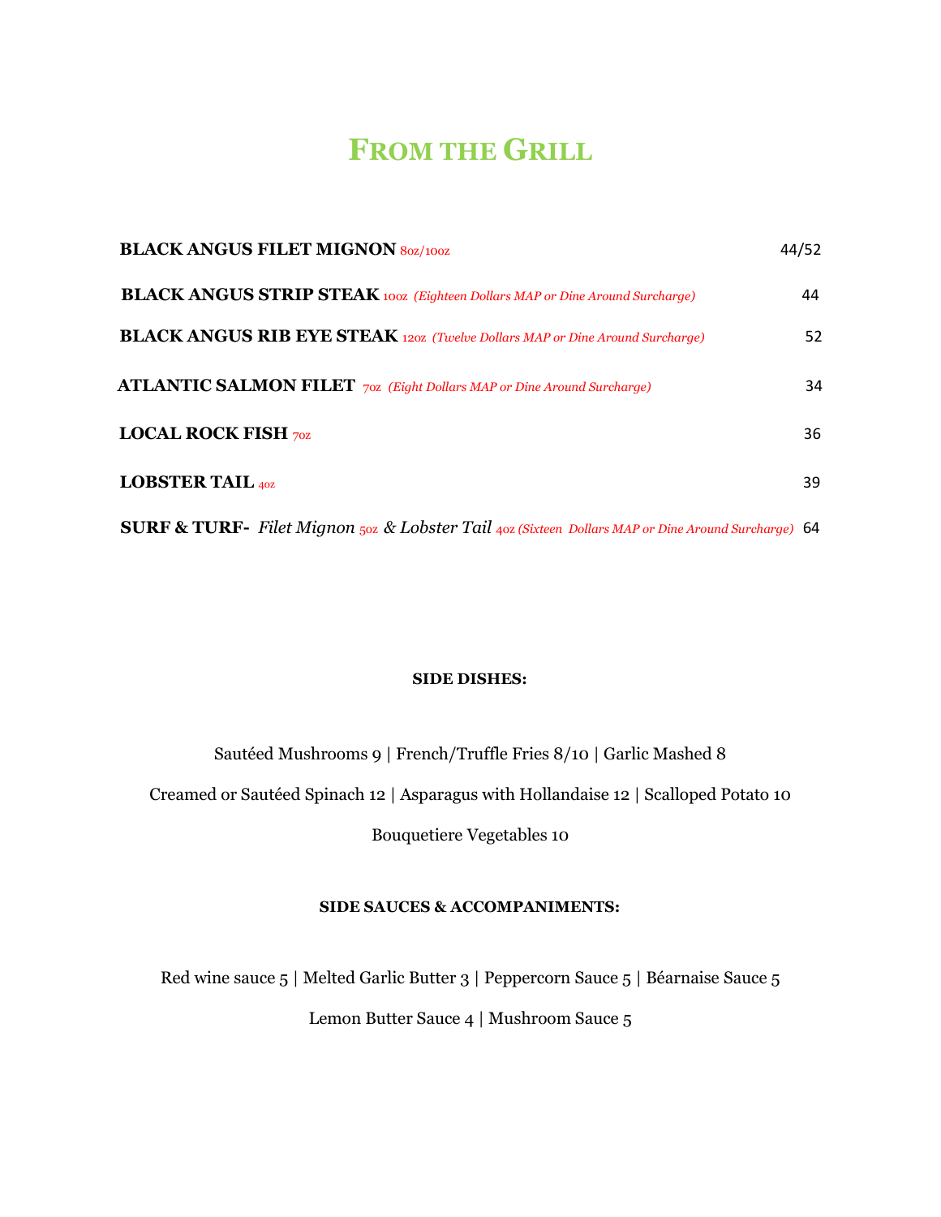# From the Grill

| | |
|---|---|
| **BLACK ANGUS FILET MIGNON** 8oz/10oz | 44/52 |
| **BLACK ANGUS STRIP STEAK** 10oz *(Eighteen Dollars MAP or Dine Around Surcharge)* | 44 |
| **BLACK ANGUS RIB EYE STEAK** 12oz *(Twelve Dollars MAP or Dine Around Surcharge)* | 52 |
| **ATLANTIC SALMON FILET** 7oz *(Eight Dollars MAP or Dine Around Surcharge)* | 34 |
| **LOCAL ROCK FISH** 7oz | 36 |
| **LOBSTER TAIL** 4oz | 39 |
| **SURF & TURF-** *Filet Mignon* 5oz *& Lobster Tail* 4oz *(Sixteen Dollars MAP or Dine Around Surcharge)* | 64 |

**SIDE DISHES:**

Sautéed Mushrooms 9 | French/Truffle Fries 8/10 | Garlic Mashed 8

Creamed or Sautéed Spinach 12 | Asparagus with Hollandaise 12 | Scalloped Potato 10

Bouquetiere Vegetables 10

**SIDE SAUCES & ACCOMPANIMENTS:**

Red wine sauce 5 | Melted Garlic Butter 3 | Peppercorn Sauce 5 | Béarnaise Sauce 5

Lemon Butter Sauce 4 | Mushroom Sauce 5